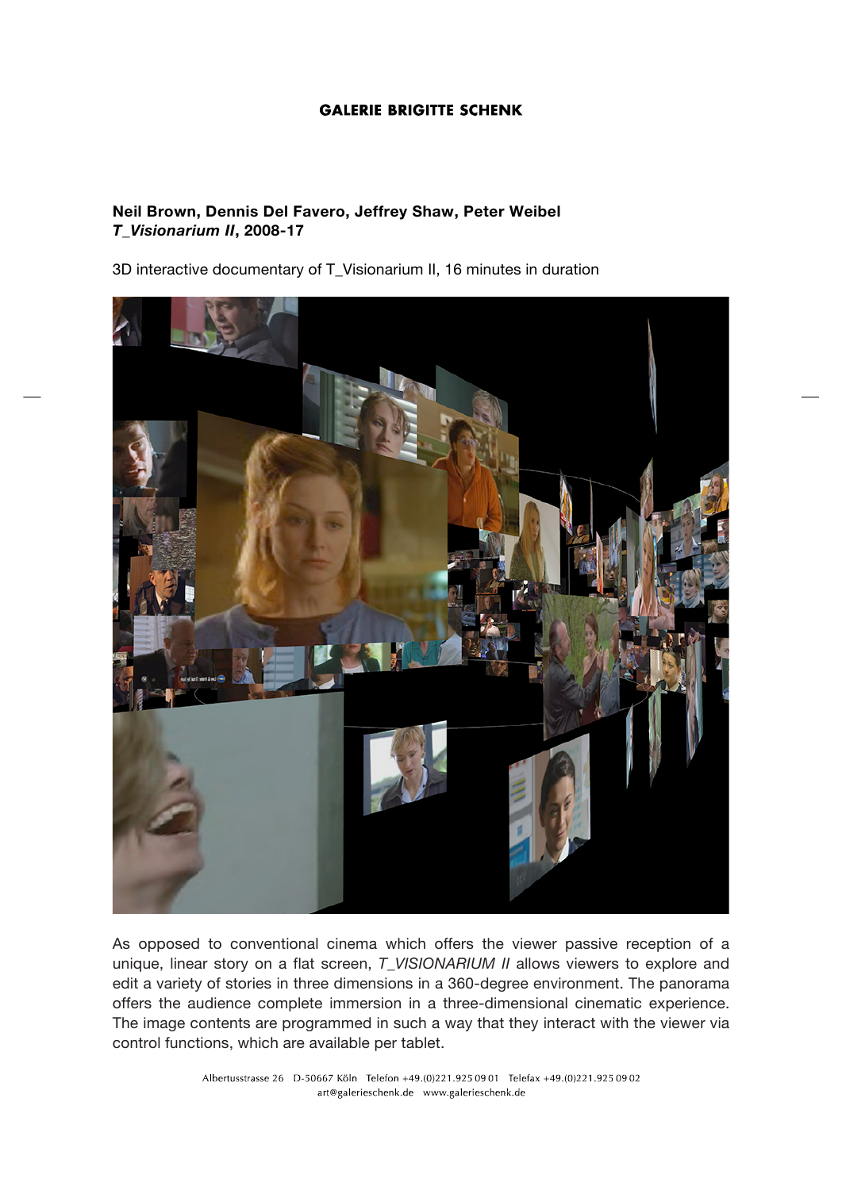**GALERIE BRIGITTE SCHENK**

**Neil Brown, Dennis Del Favero, Jeffrey Shaw, Peter Weibel**
***T_Visionarium II*, 2008-17**

3D interactive documentary of T_Visionarium II, 16 minutes in duration

As opposed to conventional cinema which offers the viewer passive reception of a unique, linear story on a flat screen, *T_VISIONARIUM II* allows viewers to explore and edit a variety of stories in three dimensions in a 360-degree environment. The panorama offers the audience complete immersion in a three-dimensional cinematic experience. The image contents are programmed in such a way that they interact with the viewer via control functions, which are available per tablet.

Albertusstrasse 26 D-50667 Köln Telefon +49.(0)221.925 09 01 Telefax +49.(0)221.925 09 02
art@galerieschenk.de www.galerieschenk.de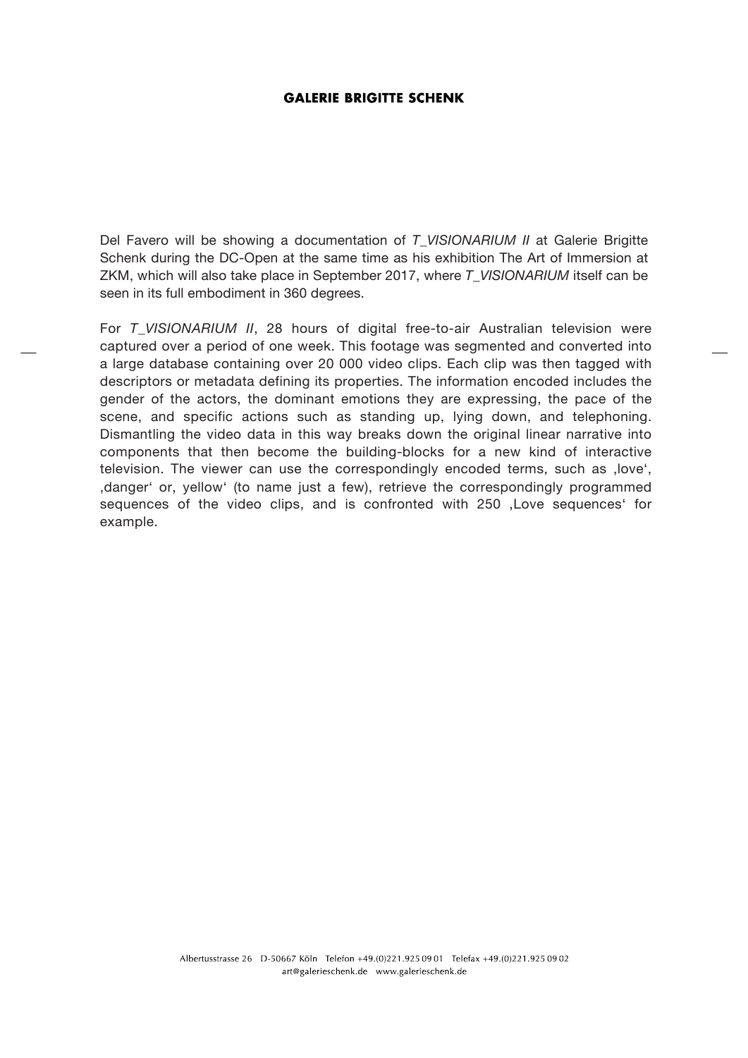Del Favero will be showing a documentation of *T_VISIONARIUM II* at Galerie Brigitte Schenk during the DC-Open at the same time as his exhibition The Art of Immersion at ZKM, which will also take place in September 2017, where *T_VISIONARIUM* itself can be seen in its full embodiment in 360 degrees.

For *T_VISIONARIUM II*, 28 hours of digital free-to-air Australian television were captured over a period of one week. This footage was segmented and converted into a large database containing over 20 000 video clips. Each clip was then tagged with descriptors or metadata defining its properties. The information encoded includes the gender of the actors, the dominant emotions they are expressing, the pace of the scene, and specific actions such as standing up, lying down, and telephoning. Dismantling the video data in this way breaks down the original linear narrative into components that then become the building-blocks for a new kind of interactive television. The viewer can use the correspondingly encoded terms, such as ‚love', ‚danger' or, yellow' (to name just a few), retrieve the correspondingly programmed sequences of the video clips, and is confronted with 250 ‚Love sequences' for example.